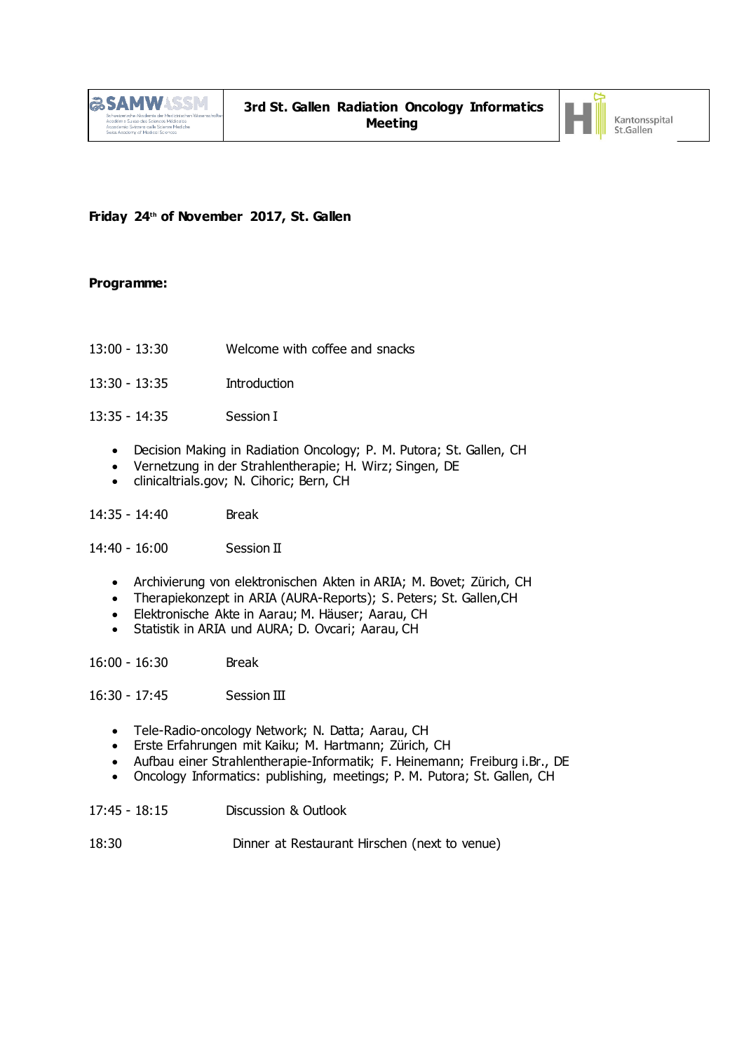| SAMW ASSM | 3rd St. Gallen Radiation Oncology Informatics Meeting | Kantonsspital St.Gallen |
|---|---|---|

**Friday 24th of November 2017, St. Gallen**

**Programme:**

13:00 - 13:30 Welcome with coffee and snacks

13:30 - 13:35 Introduction

13:35 - 14:35 Session I

- Decision Making in Radiation Oncology; P. M. Putora; St. Gallen, CH
- Vernetzung in der Strahlentherapie; H. Wirz; Singen, DE
- clinicaltrials.gov; N. Cihoric; Bern, CH

14:35 - 14:40 Break

14:40 - 16:00 Session II

- Archivierung von elektronischen Akten in ARIA; M. Bovet; Zürich, CH
- Therapiekonzept in ARIA (AURA-Reports); S. Peters; St. Gallen,CH
- Elektronische Akte in Aarau; M. Häuser; Aarau, CH
- Statistik in ARIA und AURA; D. Ovcari; Aarau, CH

16:00 - 16:30 Break

16:30 - 17:45 Session III

- Tele-Radio-oncology Network; N. Datta; Aarau, CH
- Erste Erfahrungen mit Kaiku; M. Hartmann; Zürich, CH
- Aufbau einer Strahlentherapie-Informatik; F. Heinemann; Freiburg i.Br., DE
- Oncology Informatics: publishing, meetings; P. M. Putora; St. Gallen, CH

17:45 - 18:15 Discussion & Outlook

18:30 Dinner at Restaurant Hirschen (next to venue)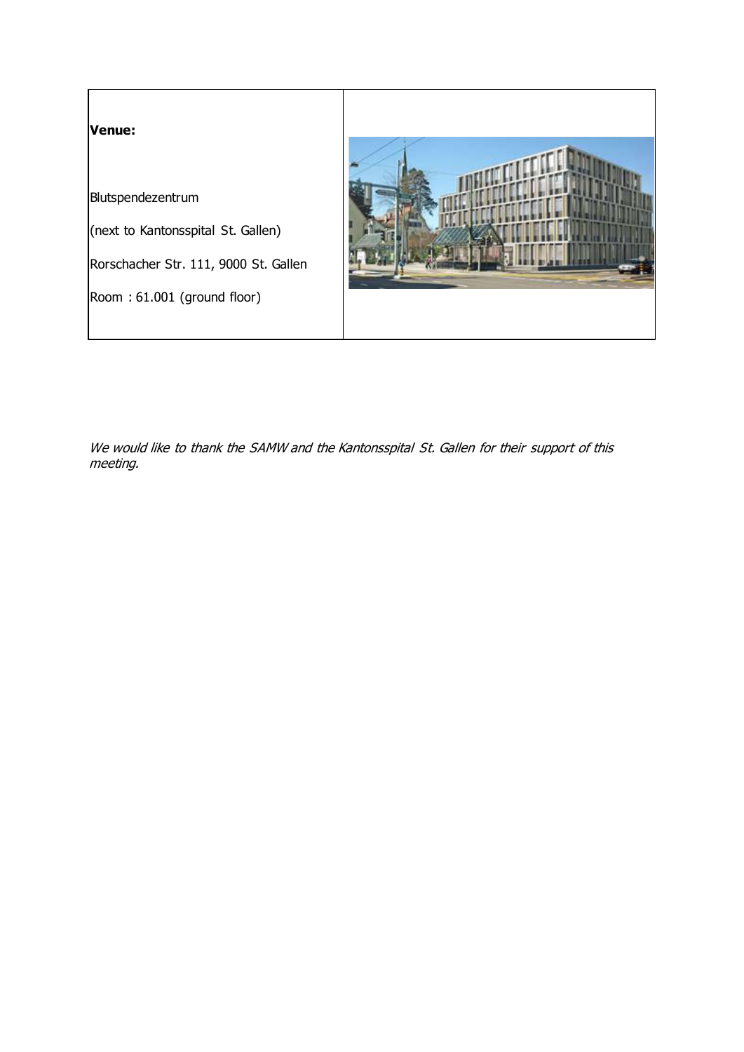**Venue:**

Blutspendezentrum

(next to Kantonsspital St. Gallen)

Rorschacher Str. 111, 9000 St. Gallen

Room : 61.001 (ground floor)

*We would like to thank the SAMW and the Kantonsspital St. Gallen for their support of this meeting.*